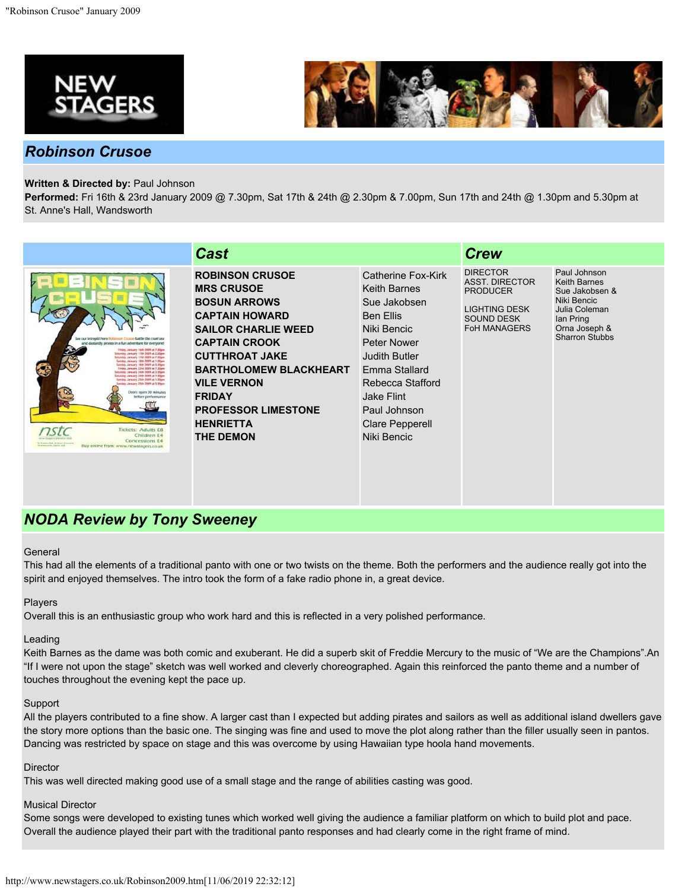# Robinson Crusoe

**Written & Directed by:** Paul Johnson
**Performed:** Fri 16th & 23rd January 2009 @ 7.30pm, Sat 17th & 24th @ 2.30pm & 7.00pm, Sun 17th and 24th @ 1.30pm and 5.30pm at St. Anne's Hall, Wandsworth

## Cast

| | |
|---|---|
| **ROBINSON CRUSOE** | Catherine Fox-Kirk |
| **MRS CRUSOE** | Keith Barnes |
| **BOSUN ARROWS** | Sue Jakobsen |
| **CAPTAIN HOWARD** | Ben Ellis |
| **SAILOR CHARLIE WEED** | Niki Bencic |
| **CAPTAIN CROOK** | Peter Nower |
| **CUTTHROAT JAKE** | Judith Butler |
| **BARTHOLOMEW BLACKHEART** | Emma Stallard |
| **VILE VERNON** | Rebecca Stafford |
| **FRIDAY** | Jake Flint |
| **PROFESSOR LIMESTONE** | Paul Johnson |
| **HENRIETTA** | Clare Pepperell |
| **THE DEMON** | Niki Bencic |

## Crew

| | |
|---|---|
| DIRECTOR | Paul Johnson |
| ASST. DIRECTOR | Keith Barnes |
| PRODUCER | Sue Jakobsen & Niki Bencic |
| LIGHTING DESK | Julia Coleman |
| SOUND DESK | Ian Pring |
| FoH MANAGERS | Orna Joseph & Sharron Stubbs |

## NODA Review by Tony Sweeney

General
This had all the elements of a traditional panto with one or two twists on the theme. Both the performers and the audience really got into the spirit and enjoyed themselves. The intro took the form of a fake radio phone in, a great device.

Players
Overall this is an enthusiastic group who work hard and this is reflected in a very polished performance.

Leading
Keith Barnes as the dame was both comic and exuberant. He did a superb skit of Freddie Mercury to the music of "We are the Champions".An "If I were not upon the stage" sketch was well worked and cleverly choreographed. Again this reinforced the panto theme and a number of touches throughout the evening kept the pace up.

Support
All the players contributed to a fine show. A larger cast than I expected but adding pirates and sailors as well as additional island dwellers gave the story more options than the basic one. The singing was fine and used to move the plot along rather than the filler usually seen in pantos. Dancing was restricted by space on stage and this was overcome by using Hawaiian type hoola hand movements.

Director
This was well directed making good use of a small stage and the range of abilities casting was good.

Musical Director
Some songs were developed to existing tunes which worked well giving the audience a familiar platform on which to build plot and pace. Overall the audience played their part with the traditional panto responses and had clearly come in the right frame of mind.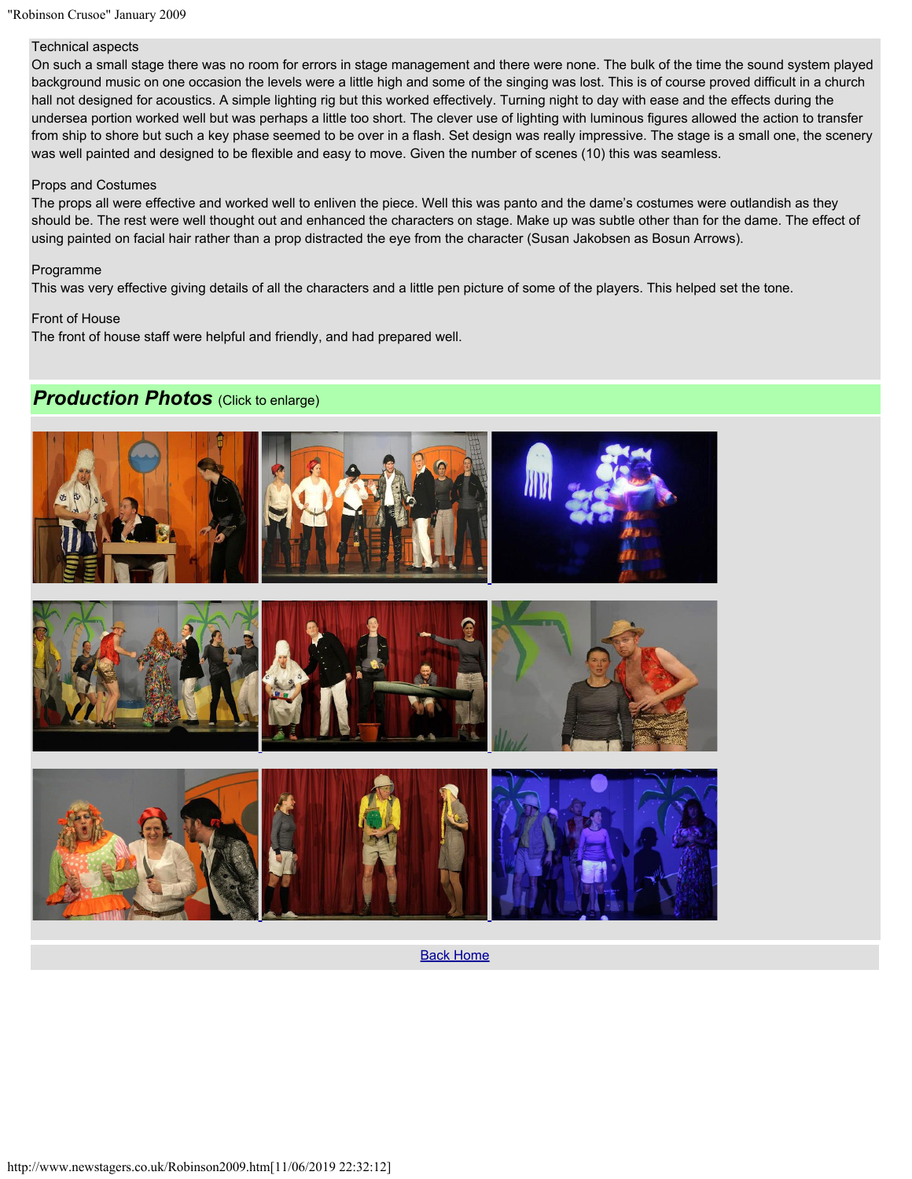Technical aspects
On such a small stage there was no room for errors in stage management and there were none. The bulk of the time the sound system played background music on one occasion the levels were a little high and some of the singing was lost. This is of course proved difficult in a church hall not designed for acoustics. A simple lighting rig but this worked effectively. Turning night to day with ease and the effects during the undersea portion worked well but was perhaps a little too short. The clever use of lighting with luminous figures allowed the action to transfer from ship to shore but such a key phase seemed to be over in a flash. Set design was really impressive. The stage is a small one, the scenery was well painted and designed to be flexible and easy to move. Given the number of scenes (10) this was seamless.

Props and Costumes
The props all were effective and worked well to enliven the piece. Well this was panto and the dame's costumes were outlandish as they should be. The rest were well thought out and enhanced the characters on stage. Make up was subtle other than for the dame. The effect of using painted on facial hair rather than a prop distracted the eye from the character (Susan Jakobsen as Bosun Arrows).

Programme
This was very effective giving details of all the characters and a little pen picture of some of the players. This helped set the tone.

Front of House
The front of house staff were helpful and friendly, and had prepared well.

## ***Production Photos*** (Click to enlarge)

[Back Home]